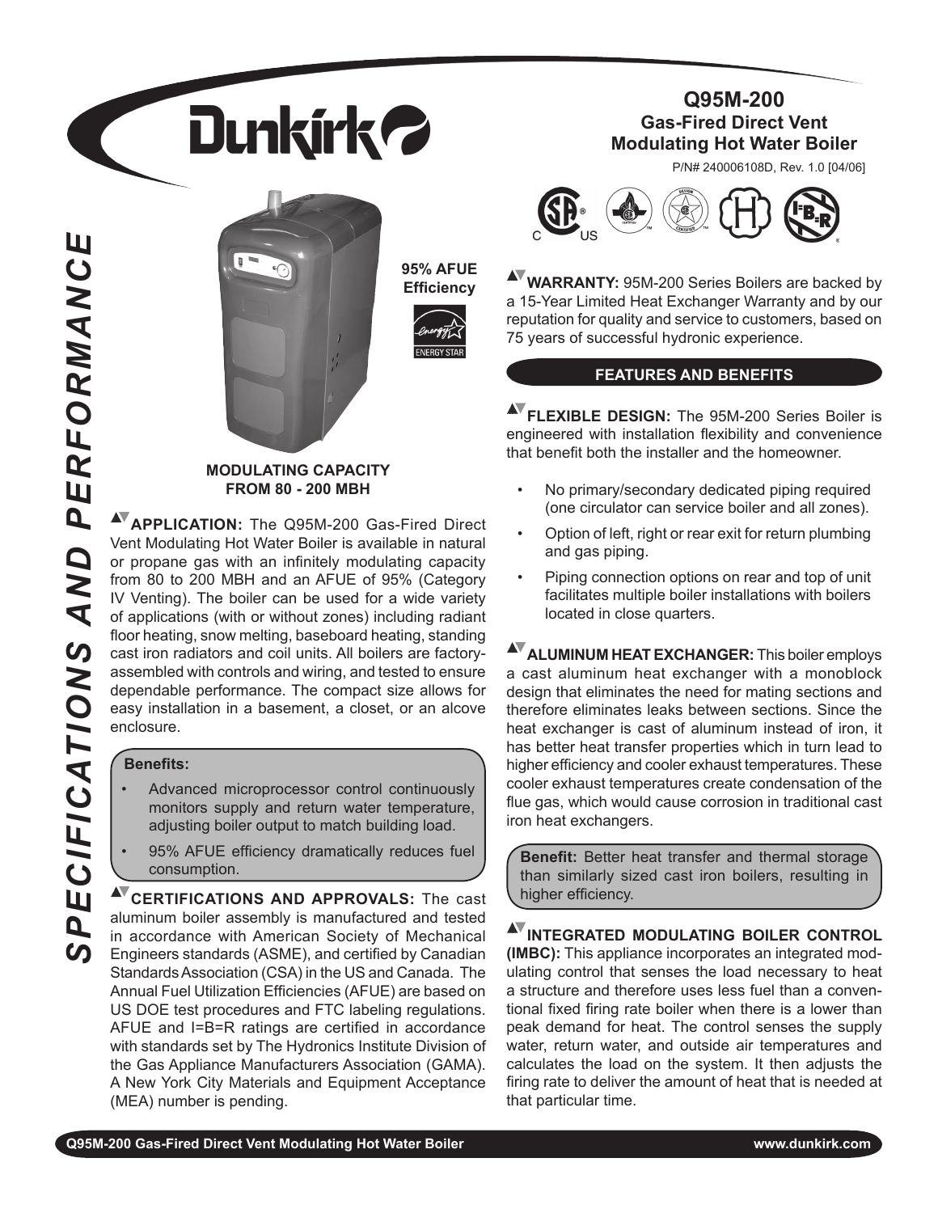# Dunkirk

## Q95M-200
## Gas-Fired Direct Vent Modulating Hot Water Boiler

P/N# 240006108D, Rev. 1.0 [04/06]

*SPECIFICATIONS AND PERFORMANCE*

**95% AFUE Efficiency**

**MODULATING CAPACITY FROM 80 - 200 MBH**

**APPLICATION:** The Q95M-200 Gas-Fired Direct Vent Modulating Hot Water Boiler is available in natural or propane gas with an infinitely modulating capacity from 80 to 200 MBH and an AFUE of 95% (Category IV Venting). The boiler can be used for a wide variety of applications (with or without zones) including radiant floor heating, snow melting, baseboard heating, standing cast iron radiators and coil units. All boilers are factory-assembled with controls and wiring, and tested to ensure dependable performance. The compact size allows for easy installation in a basement, a closet, or an alcove enclosure.

**Benefits:**

- Advanced microprocessor control continuously monitors supply and return water temperature, adjusting boiler output to match building load.
- 95% AFUE efficiency dramatically reduces fuel consumption.

**CERTIFICATIONS AND APPROVALS:** The cast aluminum boiler assembly is manufactured and tested in accordance with American Society of Mechanical Engineers standards (ASME), and certified by Canadian Standards Association (CSA) in the US and Canada. The Annual Fuel Utilization Efficiencies (AFUE) are based on US DOE test procedures and FTC labeling regulations. AFUE and I=B=R ratings are certified in accordance with standards set by The Hydronics Institute Division of the Gas Appliance Manufacturers Association (GAMA). A New York City Materials and Equipment Acceptance (MEA) number is pending.

**WARRANTY:** 95M-200 Series Boilers are backed by a 15-Year Limited Heat Exchanger Warranty and by our reputation for quality and service to customers, based on 75 years of successful hydronic experience.

## FEATURES AND BENEFITS

**FLEXIBLE DESIGN:** The 95M-200 Series Boiler is engineered with installation flexibility and convenience that benefit both the installer and the homeowner.

- No primary/secondary dedicated piping required (one circulator can service boiler and all zones).
- Option of left, right or rear exit for return plumbing and gas piping.
- Piping connection options on rear and top of unit facilitates multiple boiler installations with boilers located in close quarters.

**ALUMINUM HEAT EXCHANGER:** This boiler employs a cast aluminum heat exchanger with a monoblock design that eliminates the need for mating sections and therefore eliminates leaks between sections. Since the heat exchanger is cast of aluminum instead of iron, it has better heat transfer properties which in turn lead to higher efficiency and cooler exhaust temperatures. These cooler exhaust temperatures create condensation of the flue gas, which would cause corrosion in traditional cast iron heat exchangers.

**Benefit:** Better heat transfer and thermal storage than similarly sized cast iron boilers, resulting in higher efficiency.

**INTEGRATED MODULATING BOILER CONTROL (IMBC):** This appliance incorporates an integrated modulating control that senses the load necessary to heat a structure and therefore uses less fuel than a conventional fixed firing rate boiler when there is a lower than peak demand for heat. The control senses the supply water, return water, and outside air temperatures and calculates the load on the system. It then adjusts the firing rate to deliver the amount of heat that is needed at that particular time.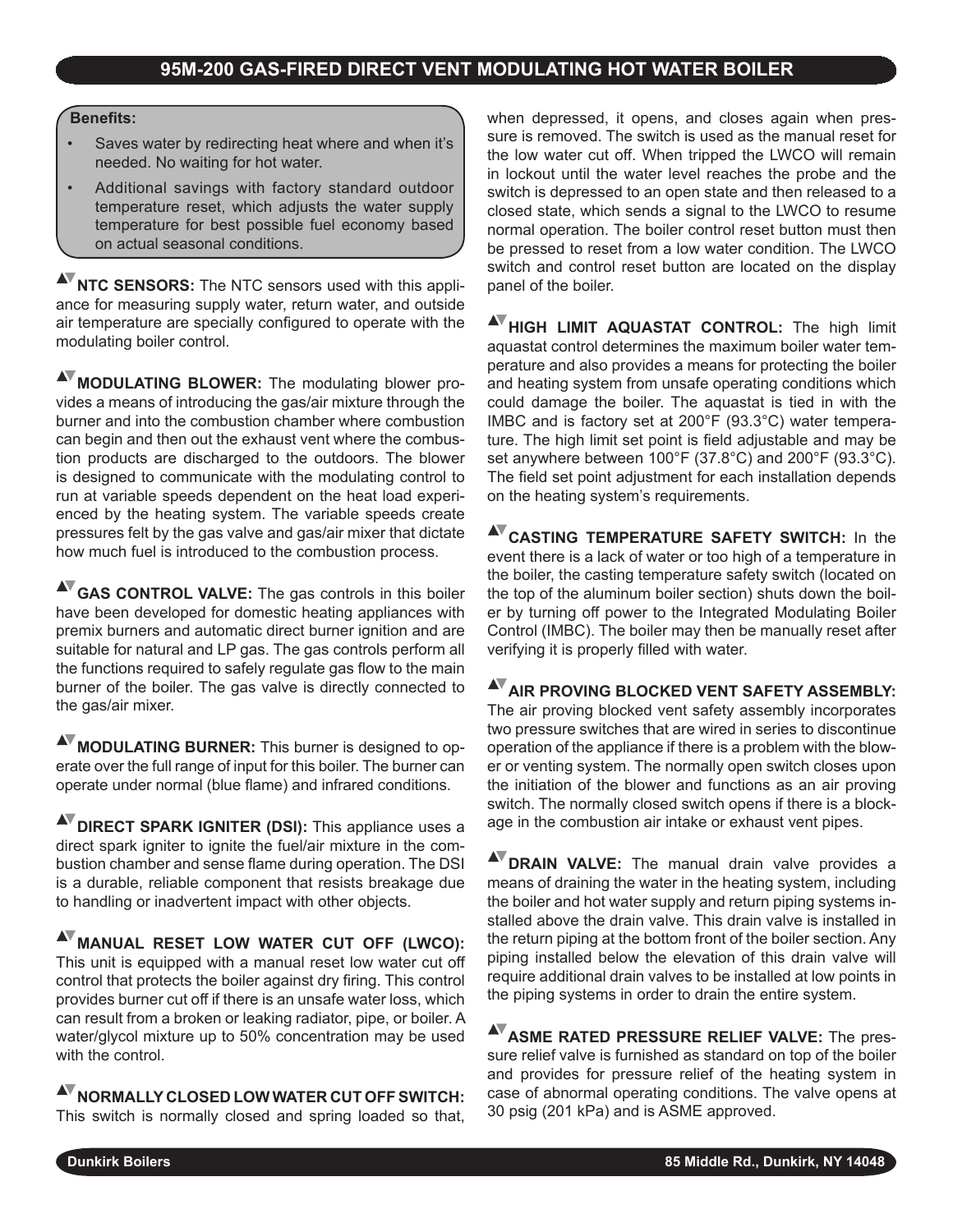## 95M-200 GAS-FIRED DIRECT VENT MODULATING HOT WATER BOILER

**Benefits:**

- Saves water by redirecting heat where and when it's needed. No waiting for hot water.
- Additional savings with factory standard outdoor temperature reset, which adjusts the water supply temperature for best possible fuel economy based on actual seasonal conditions.

**NTC SENSORS:** The NTC sensors used with this appliance for measuring supply water, return water, and outside air temperature are specially configured to operate with the modulating boiler control.

**MODULATING BLOWER:** The modulating blower provides a means of introducing the gas/air mixture through the burner and into the combustion chamber where combustion can begin and then out the exhaust vent where the combustion products are discharged to the outdoors. The blower is designed to communicate with the modulating control to run at variable speeds dependent on the heat load experienced by the heating system. The variable speeds create pressures felt by the gas valve and gas/air mixer that dictate how much fuel is introduced to the combustion process.

**GAS CONTROL VALVE:** The gas controls in this boiler have been developed for domestic heating appliances with premix burners and automatic direct burner ignition and are suitable for natural and LP gas. The gas controls perform all the functions required to safely regulate gas flow to the main burner of the boiler. The gas valve is directly connected to the gas/air mixer.

**MODULATING BURNER:** This burner is designed to operate over the full range of input for this boiler. The burner can operate under normal (blue flame) and infrared conditions.

**DIRECT SPARK IGNITER (DSI):** This appliance uses a direct spark igniter to ignite the fuel/air mixture in the combustion chamber and sense flame during operation. The DSI is a durable, reliable component that resists breakage due to handling or inadvertent impact with other objects.

**MANUAL RESET LOW WATER CUT OFF (LWCO):** This unit is equipped with a manual reset low water cut off control that protects the boiler against dry firing. This control provides burner cut off if there is an unsafe water loss, which can result from a broken or leaking radiator, pipe, or boiler. A water/glycol mixture up to 50% concentration may be used with the control.

**NORMALLY CLOSED LOW WATER CUT OFF SWITCH:** This switch is normally closed and spring loaded so that, when depressed, it opens, and closes again when pressure is removed. The switch is used as the manual reset for the low water cut off. When tripped the LWCO will remain in lockout until the water level reaches the probe and the switch is depressed to an open state and then released to a closed state, which sends a signal to the LWCO to resume normal operation. The boiler control reset button must then be pressed to reset from a low water condition. The LWCO switch and control reset button are located on the display panel of the boiler.

**HIGH LIMIT AQUASTAT CONTROL:** The high limit aquastat control determines the maximum boiler water temperature and also provides a means for protecting the boiler and heating system from unsafe operating conditions which could damage the boiler. The aquastat is tied in with the IMBC and is factory set at 200°F (93.3°C) water temperature. The high limit set point is field adjustable and may be set anywhere between 100°F (37.8°C) and 200°F (93.3°C). The field set point adjustment for each installation depends on the heating system's requirements.

**CASTING TEMPERATURE SAFETY SWITCH:** In the event there is a lack of water or too high of a temperature in the boiler, the casting temperature safety switch (located on the top of the aluminum boiler section) shuts down the boiler by turning off power to the Integrated Modulating Boiler Control (IMBC). The boiler may then be manually reset after verifying it is properly filled with water.

**AIR PROVING BLOCKED VENT SAFETY ASSEMBLY:** The air proving blocked vent safety assembly incorporates two pressure switches that are wired in series to discontinue operation of the appliance if there is a problem with the blower or venting system. The normally open switch closes upon the initiation of the blower and functions as an air proving switch. The normally closed switch opens if there is a blockage in the combustion air intake or exhaust vent pipes.

**DRAIN VALVE:** The manual drain valve provides a means of draining the water in the heating system, including the boiler and hot water supply and return piping systems installed above the drain valve. This drain valve is installed in the return piping at the bottom front of the boiler section. Any piping installed below the elevation of this drain valve will require additional drain valves to be installed at low points in the piping systems in order to drain the entire system.

**ASME RATED PRESSURE RELIEF VALVE:** The pressure relief valve is furnished as standard on top of the boiler and provides for pressure relief of the heating system in case of abnormal operating conditions. The valve opens at 30 psig (201 kPa) and is ASME approved.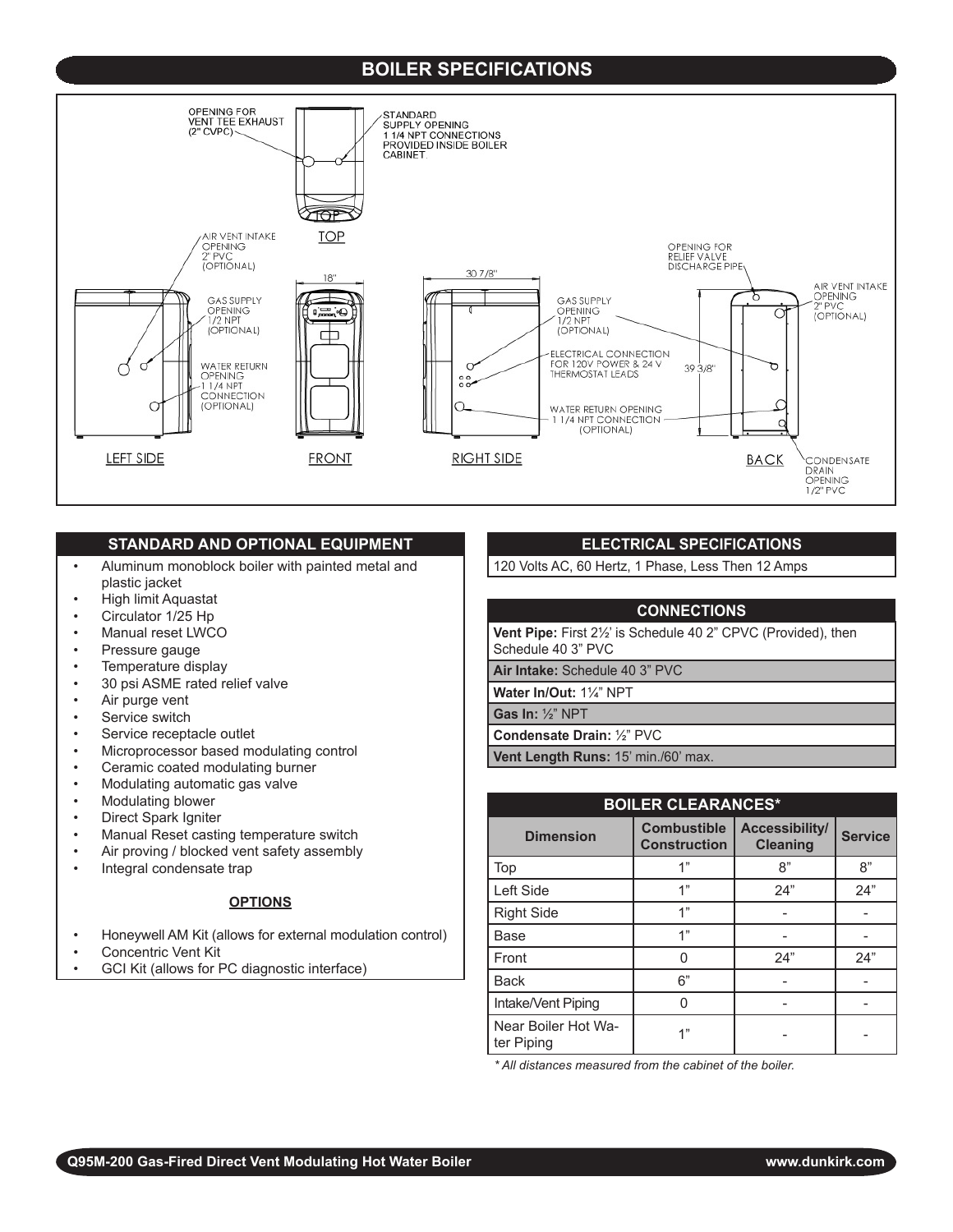# BOILER SPECIFICATIONS

OPENING FOR VENT TEE EXHAUST (2" CVPC)

STANDARD SUPPLY OPENING 1 1/4 NPT CONNECTIONS PROVIDED INSIDE BOILER CABINET.

TOP

AIR VENT INTAKE OPENING 2" PVC (OPTIONAL)

GAS SUPPLY OPENING 1/2 NPT (OPTIONAL)

WATER RETURN OPENING 1 1/4 NPT CONNECTION (OPTIONAL)

18"

30 7/8"

GAS SUPPLY OPENING 1/2 NPT (OPTIONAL)

ELECTRICAL CONNECTION FOR 120V POWER & 24 V THERMOSTAT LEADS

WATER RETURN OPENING 1 1/4 NPT CONNECTION (OPTIONAL)

OPENING FOR RELIEF VALVE DISCHARGE PIPE

AIR VENT INTAKE OPENING 2" PVC (OPTIONAL)

39 3/8"

CONDENSATE DRAIN OPENING 1/2" PVC

LEFT SIDE | FRONT | RIGHT SIDE | BACK

## STANDARD AND OPTIONAL EQUIPMENT

- Aluminum monoblock boiler with painted metal and plastic jacket
- High limit Aquastat
- Circulator 1/25 Hp
- Manual reset LWCO
- Pressure gauge
- Temperature display
- 30 psi ASME rated relief valve
- Air purge vent
- Service switch
- Service receptacle outlet
- Microprocessor based modulating control
- Ceramic coated modulating burner
- Modulating automatic gas valve
- Modulating blower
- Direct Spark Igniter
- Manual Reset casting temperature switch
- Air proving / blocked vent safety assembly
- Integral condensate trap

**OPTIONS**

- Honeywell AM Kit (allows for external modulation control)
- Concentric Vent Kit
- GCI Kit (allows for PC diagnostic interface)

## ELECTRICAL SPECIFICATIONS

120 Volts AC, 60 Hertz, 1 Phase, Less Then 12 Amps

## CONNECTIONS

**Vent Pipe:** First 2½' is Schedule 40 2" CPVC (Provided), then Schedule 40 3" PVC

**Air Intake:** Schedule 40 3" PVC

**Water In/Out:** 1¼" NPT

**Gas In:** ½" NPT

**Condensate Drain:** ½" PVC

**Vent Length Runs:** 15' min./60' max.

## BOILER CLEARANCES*

| Dimension | Combustible Construction | Accessibility/ Cleaning | Service |
|---|---|---|---|
| Top | 1" | 8" | 8" |
| Left Side | 1" | 24" | 24" |
| Right Side | 1" | - | - |
| Base | 1" | - | - |
| Front | 0 | 24" | 24" |
| Back | 6" | - | - |
| Intake/Vent Piping | 0 | - | - |
| Near Boiler Hot Water Piping | 1" | - | - |

*\* All distances measured from the cabinet of the boiler.*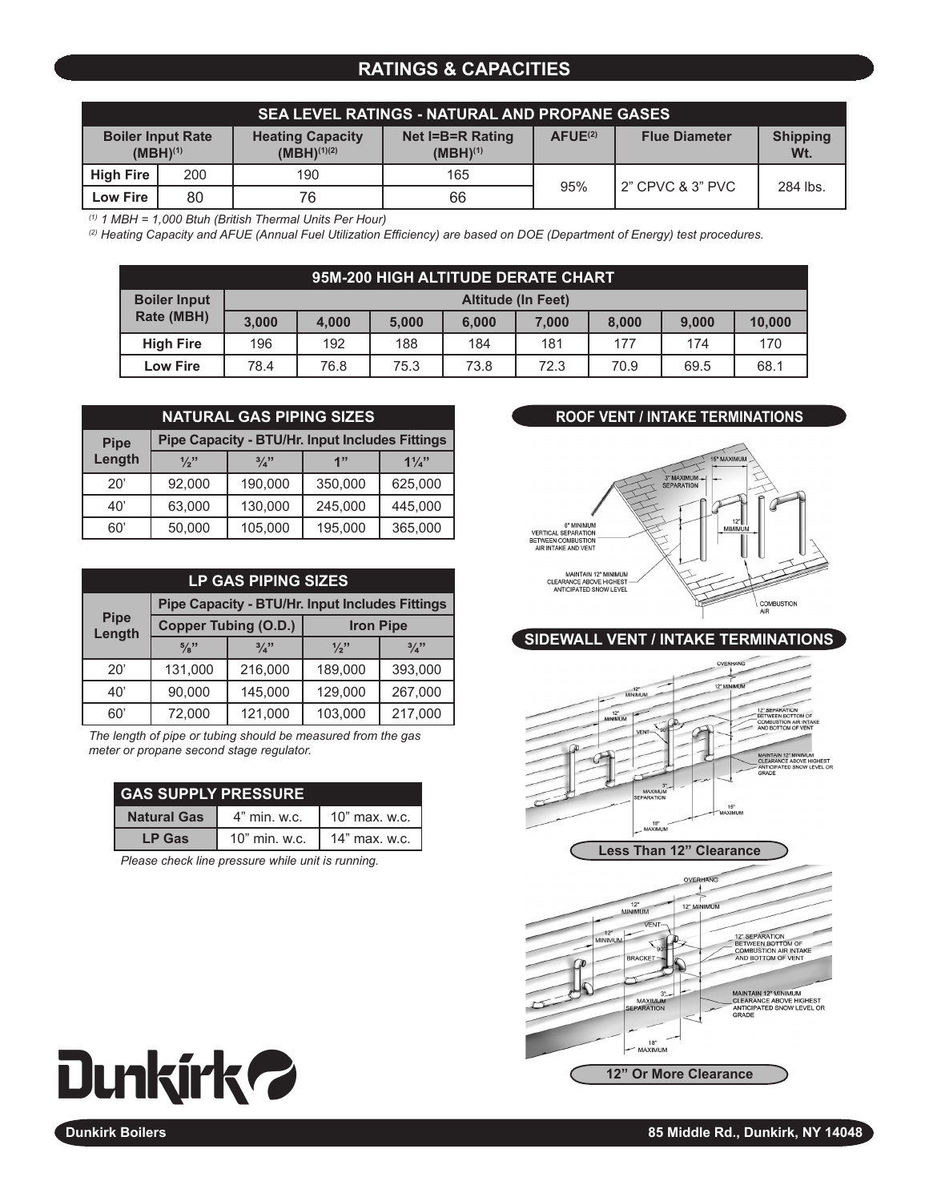# RATINGS & CAPACITIES

| SEA LEVEL RATINGS - NATURAL AND PROPANE GASES | | | | | | |
|---|---|---|---|---|---|---|
| Boiler Input Rate (MBH)(1) | | Heating Capacity (MBH)(1)(2) | Net I=B=R Rating (MBH)(1) | AFUE(2) | Flue Diameter | Shipping Wt. |
| High Fire | 200 | 190 | 165 | 95% | 2" CPVC & 3" PVC | 284 lbs. |
| Low Fire | 80 | 76 | 66 | | | |

*(1) 1 MBH = 1,000 Btuh (British Thermal Units Per Hour)*

*(2) Heating Capacity and AFUE (Annual Fuel Utilization Efficiency) are based on DOE (Department of Energy) test procedures.*

| 95M-200 HIGH ALTITUDE DERATE CHART | | | | | | | | |
|---|---|---|---|---|---|---|---|---|
| Boiler Input Rate (MBH) | Altitude (In Feet) | | | | | | | |
| | 3,000 | 4,000 | 5,000 | 6,000 | 7,000 | 8,000 | 9,000 | 10,000 |
| High Fire | 196 | 192 | 188 | 184 | 181 | 177 | 174 | 170 |
| Low Fire | 78.4 | 76.8 | 75.3 | 73.8 | 72.3 | 70.9 | 69.5 | 68.1 |

| NATURAL GAS PIPING SIZES | | | | |
|---|---|---|---|---|
| Pipe Length | Pipe Capacity - BTU/Hr. Input Includes Fittings | | | |
| | ½" | ¾" | 1" | 1¼" |
| 20' | 92,000 | 190,000 | 350,000 | 625,000 |
| 40' | 63,000 | 130,000 | 245,000 | 445,000 |
| 60' | 50,000 | 105,000 | 195,000 | 365,000 |

| LP GAS PIPING SIZES | | | | |
|---|---|---|---|---|
| Pipe Length | Pipe Capacity - BTU/Hr. Input Includes Fittings | | | |
| | Copper Tubing (O.D.) | | Iron Pipe | |
| | ⅝" | ¾" | ½" | ¾" |
| 20' | 131,000 | 216,000 | 189,000 | 393,000 |
| 40' | 90,000 | 145,000 | 129,000 | 267,000 |
| 60' | 72,000 | 121,000 | 103,000 | 217,000 |

*The length of pipe or tubing should be measured from the gas meter or propane second stage regulator.*

| GAS SUPPLY PRESSURE | | |
|---|---|---|
| Natural Gas | 4" min. w.c. | 10" max. w.c. |
| LP Gas | 10" min. w.c. | 14" max. w.c. |

*Please check line pressure while unit is running.*

## ROOF VENT / INTAKE TERMINATIONS

18" MAXIMUM
3" MAXIMUM SEPARATION
8" MINIMUM VERTICAL SEPARATION BETWEEN COMBUSTION AIR INTAKE AND VENT
12" MIMIMUM
MAINTAIN 12" MINIMUM CLEARANCE ABOVE HIGHEST ANTICIPATED SNOW LEVEL
COMBUSTION AIR

## SIDEWALL VENT / INTAKE TERMINATIONS

OVERHANG
12" MINIMUM
12" MINIMUM
12" MINIMUM
VENT
90°
12" SEPARATION BETWEEN BOTTOM OF COMBUSTION AIR INTAKE AND BOTTOM OF VENT
MAINTAIN 12" MINIMUM CLEARANCE ABOVE HIGHEST ANTICIPATED SNOW LEVEL OR GRADE
3" MAXIMUM SEPARATION
18" MAXIMUM
18" MAXIMUM

Less Than 12" Clearance

OVERHANG
12" MINIMUM
12" MINIMUM
12" MINIMUM
VENT
90°
BRACKET
12" SEPARATION BETWEEN BOTTOM OF COMBUSTION AIR INTAKE AND BOTTOM OF VENT
MAINTAIN 12" MINIMUM CLEARANCE ABOVE HIGHEST ANTICIPATED SNOW LEVEL OR GRADE
3" MAXIMUM SEPARATION
18" MAXIMUM

12" Or More Clearance

Dunkirk

Dunkirk Boilers

85 Middle Rd., Dunkirk, NY 14048